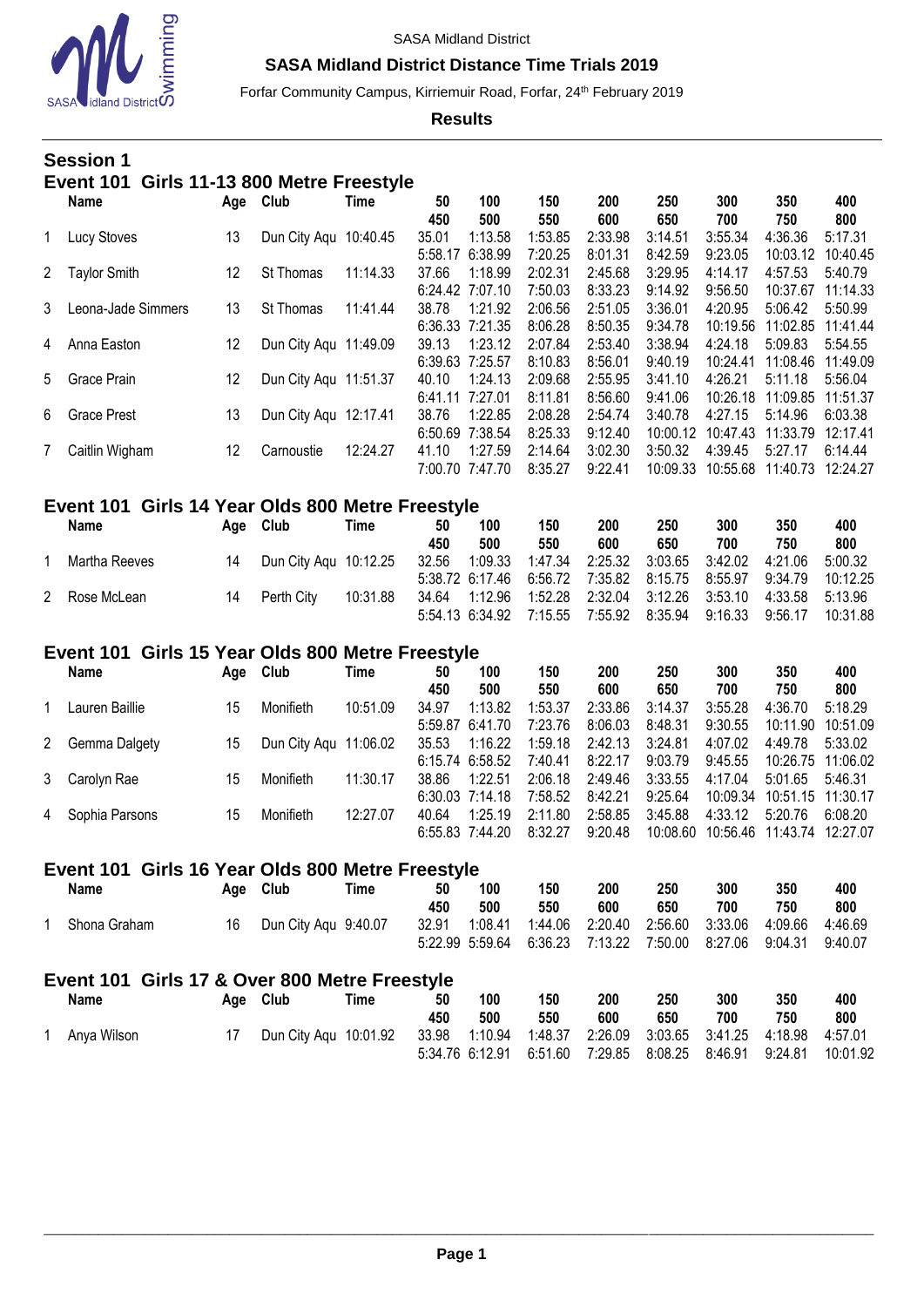SASA Midland District

# SASA Midland District Distance Time Trials 2019

Forfar Community Campus, Kirriemuir Road, Forfar, 24th February 2019

**Results**

## Session 1

### Event 101 Girls 11-13 800 Metre Freestyle

| | Name | Age | Club | Time | 50 / 450 | 100 / 500 | 150 / 550 | 200 / 600 | 250 / 650 | 300 / 700 | 350 / 750 | 400 / 800 |
|---|---|---|---|---|---|---|---|---|---|---|---|---|
| 1 | Lucy Stoves | 13 | Dun City Aqu | 10:40.45 | 35.01 | 1:13.58 | 1:53.85 | 2:33.98 | 3:14.51 | 3:55.34 | 4:36.36 | 5:17.31 |
| | | | | | 5:58.17 | 6:38.99 | 7:20.25 | 8:01.31 | 8:42.59 | 9:23.05 | 10:03.12 | 10:40.45 |
| 2 | Taylor Smith | 12 | St Thomas | 11:14.33 | 37.66 | 1:18.99 | 2:02.31 | 2:45.68 | 3:29.95 | 4:14.17 | 4:57.53 | 5:40.79 |
| | | | | | 6:24.42 | 7:07.10 | 7:50.03 | 8:33.23 | 9:14.92 | 9:56.50 | 10:37.67 | 11:14.33 |
| 3 | Leona-Jade Simmers | 13 | St Thomas | 11:41.44 | 38.78 | 1:21.92 | 2:06.56 | 2:51.05 | 3:36.01 | 4:20.95 | 5:06.42 | 5:50.99 |
| | | | | | 6:36.33 | 7:21.35 | 8:06.28 | 8:50.35 | 9:34.78 | 10:19.56 | 11:02.85 | 11:41.44 |
| 4 | Anna Easton | 12 | Dun City Aqu | 11:49.09 | 39.13 | 1:23.12 | 2:07.84 | 2:53.40 | 3:38.94 | 4:24.18 | 5:09.83 | 5:54.55 |
| | | | | | 6:39.63 | 7:25.57 | 8:10.83 | 8:56.01 | 9:40.19 | 10:24.41 | 11:08.46 | 11:49.09 |
| 5 | Grace Prain | 12 | Dun City Aqu | 11:51.37 | 40.10 | 1:24.13 | 2:09.68 | 2:55.95 | 3:41.10 | 4:26.21 | 5:11.18 | 5:56.04 |
| | | | | | 6:41.11 | 7:27.01 | 8:11.81 | 8:56.60 | 9:41.06 | 10:26.18 | 11:09.85 | 11:51.37 |
| 6 | Grace Prest | 13 | Dun City Aqu | 12:17.41 | 38.76 | 1:22.85 | 2:08.28 | 2:54.74 | 3:40.78 | 4:27.15 | 5:14.96 | 6:03.38 |
| | | | | | 6:50.69 | 7:38.54 | 8:25.33 | 9:12.40 | 10:00.12 | 10:47.43 | 11:33.79 | 12:17.41 |
| 7 | Caitlin Wigham | 12 | Carnoustie | 12:24.27 | 41.10 | 1:27.59 | 2:14.64 | 3:02.30 | 3:50.32 | 4:39.45 | 5:27.17 | 6:14.44 |
| | | | | | 7:00.70 | 7:47.70 | 8:35.27 | 9:22.41 | 10:09.33 | 10:55.68 | 11:40.73 | 12:24.27 |

### Event 101 Girls 14 Year Olds 800 Metre Freestyle

| | Name | Age | Club | Time | 50 / 450 | 100 / 500 | 150 / 550 | 200 / 600 | 250 / 650 | 300 / 700 | 350 / 750 | 400 / 800 |
|---|---|---|---|---|---|---|---|---|---|---|---|---|
| 1 | Martha Reeves | 14 | Dun City Aqu | 10:12.25 | 32.56 | 1:09.33 | 1:47.34 | 2:25.32 | 3:03.65 | 3:42.02 | 4:21.06 | 5:00.32 |
| | | | | | 5:38.72 | 6:17.46 | 6:56.72 | 7:35.82 | 8:15.75 | 8:55.97 | 9:34.79 | 10:12.25 |
| 2 | Rose McLean | 14 | Perth City | 10:31.88 | 34.64 | 1:12.96 | 1:52.28 | 2:32.04 | 3:12.26 | 3:53.10 | 4:33.58 | 5:13.96 |
| | | | | | 5:54.13 | 6:34.92 | 7:15.55 | 7:55.92 | 8:35.94 | 9:16.33 | 9:56.17 | 10:31.88 |

### Event 101 Girls 15 Year Olds 800 Metre Freestyle

| | Name | Age | Club | Time | 50 / 450 | 100 / 500 | 150 / 550 | 200 / 600 | 250 / 650 | 300 / 700 | 350 / 750 | 400 / 800 |
|---|---|---|---|---|---|---|---|---|---|---|---|---|
| 1 | Lauren Baillie | 15 | Monifieth | 10:51.09 | 34.97 | 1:13.82 | 1:53.37 | 2:33.86 | 3:14.37 | 3:55.28 | 4:36.70 | 5:18.29 |
| | | | | | 5:59.87 | 6:41.70 | 7:23.76 | 8:06.03 | 8:48.31 | 9:30.55 | 10:11.90 | 10:51.09 |
| 2 | Gemma Dalgety | 15 | Dun City Aqu | 11:06.02 | 35.53 | 1:16.22 | 1:59.18 | 2:42.13 | 3:24.81 | 4:07.02 | 4:49.78 | 5:33.02 |
| | | | | | 6:15.74 | 6:58.52 | 7:40.41 | 8:22.17 | 9:03.79 | 9:45.55 | 10:26.75 | 11:06.02 |
| 3 | Carolyn Rae | 15 | Monifieth | 11:30.17 | 38.86 | 1:22.51 | 2:06.18 | 2:49.46 | 3:33.55 | 4:17.04 | 5:01.65 | 5:46.31 |
| | | | | | 6:30.03 | 7:14.18 | 7:58.52 | 8:42.21 | 9:25.64 | 10:09.34 | 10:51.15 | 11:30.17 |
| 4 | Sophia Parsons | 15 | Monifieth | 12:27.07 | 40.64 | 1:25.19 | 2:11.80 | 2:58.85 | 3:45.88 | 4:33.12 | 5:20.76 | 6:08.20 |
| | | | | | 6:55.83 | 7:44.20 | 8:32.27 | 9:20.48 | 10:08.60 | 10:56.46 | 11:43.74 | 12:27.07 |

### Event 101 Girls 16 Year Olds 800 Metre Freestyle

| | Name | Age | Club | Time | 50 / 450 | 100 / 500 | 150 / 550 | 200 / 600 | 250 / 650 | 300 / 700 | 350 / 750 | 400 / 800 |
|---|---|---|---|---|---|---|---|---|---|---|---|---|
| 1 | Shona Graham | 16 | Dun City Aqu | 9:40.07 | 32.91 | 1:08.41 | 1:44.06 | 2:20.40 | 2:56.60 | 3:33.06 | 4:09.66 | 4:46.69 |
| | | | | | 5:22.99 | 5:59.64 | 6:36.23 | 7:13.22 | 7:50.00 | 8:27.06 | 9:04.31 | 9:40.07 |

### Event 101 Girls 17 & Over 800 Metre Freestyle

| | Name | Age | Club | Time | 50 / 450 | 100 / 500 | 150 / 550 | 200 / 600 | 250 / 650 | 300 / 700 | 350 / 750 | 400 / 800 |
|---|---|---|---|---|---|---|---|---|---|---|---|---|
| 1 | Anya Wilson | 17 | Dun City Aqu | 10:01.92 | 33.98 | 1:10.94 | 1:48.37 | 2:26.09 | 3:03.65 | 3:41.25 | 4:18.98 | 4:57.01 |
| | | | | | 5:34.76 | 6:12.91 | 6:51.60 | 7:29.85 | 8:08.25 | 8:46.91 | 9:24.81 | 10:01.92 |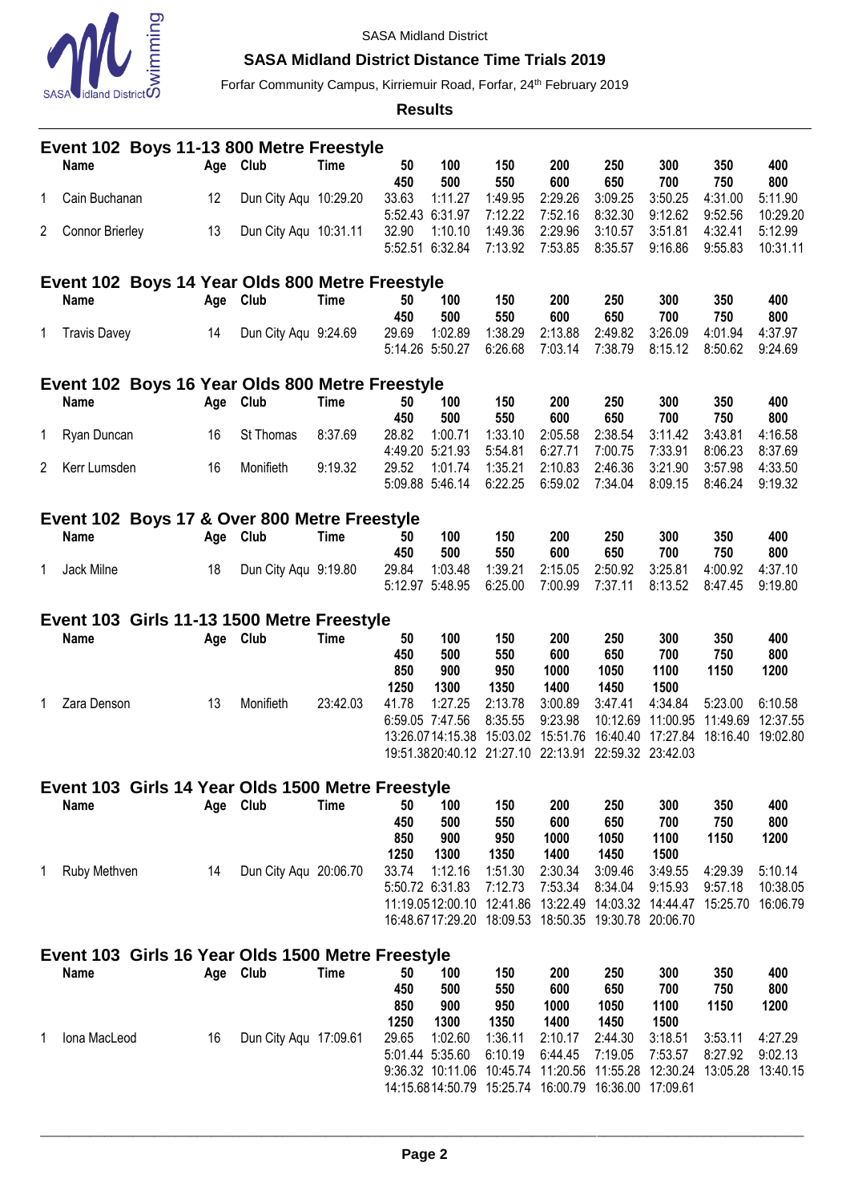SASA Midland District

## SASA Midland District Distance Time Trials 2019

Forfar Community Campus, Kirriemuir Road, Forfar, 24th February 2019

**Results**

### Event 102 Boys 11-13 800 Metre Freestyle

| | Name | Age | Club | Time | 50 | 100 | 150 | 200 | 250 | 300 | 350 | 400 |
|---|---|---|---|---|---|---|---|---|---|---|---|---|
| | | | | | 450 | 500 | 550 | 600 | 650 | 700 | 750 | 800 |
| 1 | Cain Buchanan | 12 | Dun City Aqu | 10:29.20 | 33.63 | 1:11.27 | 1:49.95 | 2:29.26 | 3:09.25 | 3:50.25 | 4:31.00 | 5:11.90 |
| | | | | | 5:52.43 | 6:31.97 | 7:12.22 | 7:52.16 | 8:32.30 | 9:12.62 | 9:52.56 | 10:29.20 |
| 2 | Connor Brierley | 13 | Dun City Aqu | 10:31.11 | 32.90 | 1:10.10 | 1:49.36 | 2:29.96 | 3:10.57 | 3:51.81 | 4:32.41 | 5:12.99 |
| | | | | | 5:52.51 | 6:32.84 | 7:13.92 | 7:53.85 | 8:35.57 | 9:16.86 | 9:55.83 | 10:31.11 |

### Event 102 Boys 14 Year Olds 800 Metre Freestyle

| | Name | Age | Club | Time | 50 | 100 | 150 | 200 | 250 | 300 | 350 | 400 |
|---|---|---|---|---|---|---|---|---|---|---|---|---|
| | | | | | 450 | 500 | 550 | 600 | 650 | 700 | 750 | 800 |
| 1 | Travis Davey | 14 | Dun City Aqu | 9:24.69 | 29.69 | 1:02.89 | 1:38.29 | 2:13.88 | 2:49.82 | 3:26.09 | 4:01.94 | 4:37.97 |
| | | | | | 5:14.26 | 5:50.27 | 6:26.68 | 7:03.14 | 7:38.79 | 8:15.12 | 8:50.62 | 9:24.69 |

### Event 102 Boys 16 Year Olds 800 Metre Freestyle

| | Name | Age | Club | Time | 50 | 100 | 150 | 200 | 250 | 300 | 350 | 400 |
|---|---|---|---|---|---|---|---|---|---|---|---|---|
| | | | | | 450 | 500 | 550 | 600 | 650 | 700 | 750 | 800 |
| 1 | Ryan Duncan | 16 | St Thomas | 8:37.69 | 28.82 | 1:00.71 | 1:33.10 | 2:05.58 | 2:38.54 | 3:11.42 | 3:43.81 | 4:16.58 |
| | | | | | 4:49.20 | 5:21.93 | 5:54.81 | 6:27.71 | 7:00.75 | 7:33.91 | 8:06.23 | 8:37.69 |
| 2 | Kerr Lumsden | 16 | Monifieth | 9:19.32 | 29.52 | 1:01.74 | 1:35.21 | 2:10.83 | 2:46.36 | 3:21.90 | 3:57.98 | 4:33.50 |
| | | | | | 5:09.88 | 5:46.14 | 6:22.25 | 6:59.02 | 7:34.04 | 8:09.15 | 8:46.24 | 9:19.32 |

### Event 102 Boys 17 & Over 800 Metre Freestyle

| | Name | Age | Club | Time | 50 | 100 | 150 | 200 | 250 | 300 | 350 | 400 |
|---|---|---|---|---|---|---|---|---|---|---|---|---|
| | | | | | 450 | 500 | 550 | 600 | 650 | 700 | 750 | 800 |
| 1 | Jack Milne | 18 | Dun City Aqu | 9:19.80 | 29.84 | 1:03.48 | 1:39.21 | 2:15.05 | 2:50.92 | 3:25.81 | 4:00.92 | 4:37.10 |
| | | | | | 5:12.97 | 5:48.95 | 6:25.00 | 7:00.99 | 7:37.11 | 8:13.52 | 8:47.45 | 9:19.80 |

### Event 103 Girls 11-13 1500 Metre Freestyle

| | Name | Age | Club | Time | 50 | 100 | 150 | 200 | 250 | 300 | 350 | 400 |
|---|---|---|---|---|---|---|---|---|---|---|---|---|
| | | | | | 450 | 500 | 550 | 600 | 650 | 700 | 750 | 800 |
| | | | | | 850 | 900 | 950 | 1000 | 1050 | 1100 | 1150 | 1200 |
| | | | | | 1250 | 1300 | 1350 | 1400 | 1450 | 1500 | | |
| 1 | Zara Denson | 13 | Monifieth | 23:42.03 | 41.78 | 1:27.25 | 2:13.78 | 3:00.89 | 3:47.41 | 4:34.84 | 5:23.00 | 6:10.58 |
| | | | | | 6:59.05 | 7:47.56 | 8:35.55 | 9:23.98 | 10:12.69 | 11:00.95 | 11:49.69 | 12:37.55 |
| | | | | | 13:26.07 | 14:15.38 | 15:03.02 | 15:51.76 | 16:40.40 | 17:27.84 | 18:16.40 | 19:02.80 |
| | | | | | 19:51.38 | 20:40.12 | 21:27.10 | 22:13.91 | 22:59.32 | 23:42.03 | | |

### Event 103 Girls 14 Year Olds 1500 Metre Freestyle

| | Name | Age | Club | Time | 50 | 100 | 150 | 200 | 250 | 300 | 350 | 400 |
|---|---|---|---|---|---|---|---|---|---|---|---|---|
| | | | | | 450 | 500 | 550 | 600 | 650 | 700 | 750 | 800 |
| | | | | | 850 | 900 | 950 | 1000 | 1050 | 1100 | 1150 | 1200 |
| | | | | | 1250 | 1300 | 1350 | 1400 | 1450 | 1500 | | |
| 1 | Ruby Methven | 14 | Dun City Aqu | 20:06.70 | 33.74 | 1:12.16 | 1:51.30 | 2:30.34 | 3:09.46 | 3:49.55 | 4:29.39 | 5:10.14 |
| | | | | | 5:50.72 | 6:31.83 | 7:12.73 | 7:53.34 | 8:34.04 | 9:15.93 | 9:57.18 | 10:38.05 |
| | | | | | 11:19.05 | 12:00.10 | 12:41.86 | 13:22.49 | 14:03.32 | 14:44.47 | 15:25.70 | 16:06.79 |
| | | | | | 16:48.67 | 17:29.20 | 18:09.53 | 18:50.35 | 19:30.78 | 20:06.70 | | |

### Event 103 Girls 16 Year Olds 1500 Metre Freestyle

| | Name | Age | Club | Time | 50 | 100 | 150 | 200 | 250 | 300 | 350 | 400 |
|---|---|---|---|---|---|---|---|---|---|---|---|---|
| | | | | | 450 | 500 | 550 | 600 | 650 | 700 | 750 | 800 |
| | | | | | 850 | 900 | 950 | 1000 | 1050 | 1100 | 1150 | 1200 |
| | | | | | 1250 | 1300 | 1350 | 1400 | 1450 | 1500 | | |
| 1 | Iona MacLeod | 16 | Dun City Aqu | 17:09.61 | 29.65 | 1:02.60 | 1:36.11 | 2:10.17 | 2:44.30 | 3:18.51 | 3:53.11 | 4:27.29 |
| | | | | | 5:01.44 | 5:35.60 | 6:10.19 | 6:44.45 | 7:19.05 | 7:53.57 | 8:27.92 | 9:02.13 |
| | | | | | 9:36.32 | 10:11.06 | 10:45.74 | 11:20.56 | 11:55.28 | 12:30.24 | 13:05.28 | 13:40.15 |
| | | | | | 14:15.68 | 14:50.79 | 15:25.74 | 16:00.79 | 16:36.00 | 17:09.61 | | |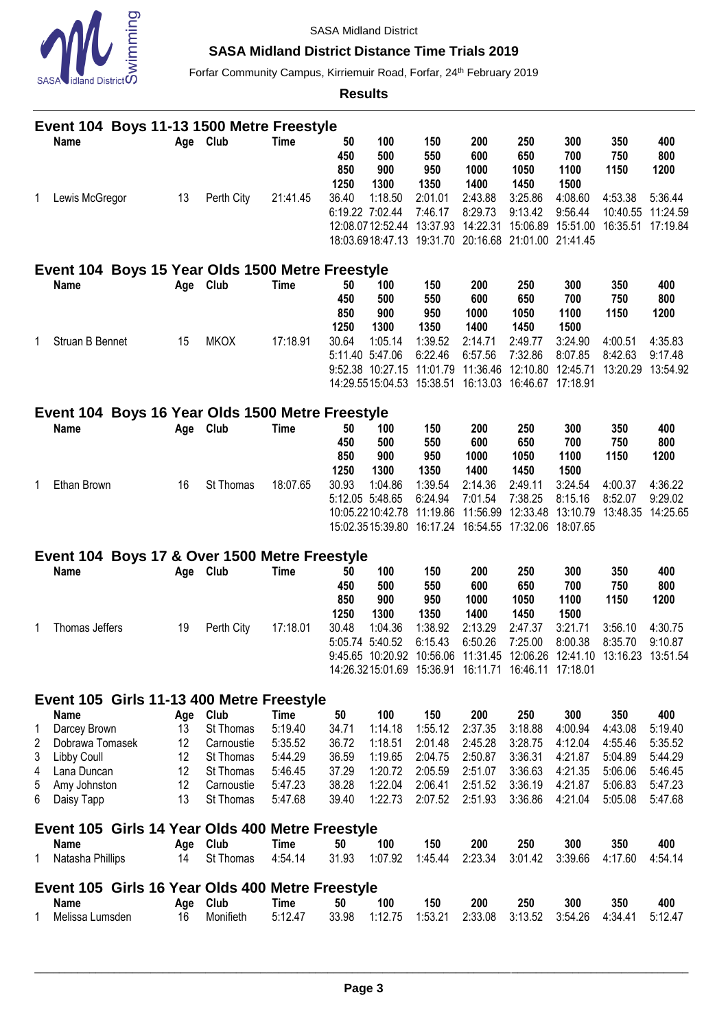SASA Midland District

**SASA Midland District Distance Time Trials 2019**

Forfar Community Campus, Kirriemuir Road, Forfar, 24th February 2019

**Results**

## Event 104 Boys 11-13 1500 Metre Freestyle

| | Name | Age | Club | Time | 50 | 100 | 150 | 200 | 250 | 300 | 350 | 400 |
|---|---|---|---|---|---|---|---|---|---|---|---|---|
| | | | | | 450 | 500 | 550 | 600 | 650 | 700 | 750 | 800 |
| | | | | | 850 | 900 | 950 | 1000 | 1050 | 1100 | 1150 | 1200 |
| | | | | | 1250 | 1300 | 1350 | 1400 | 1450 | 1500 | | |
| 1 | Lewis McGregor | 13 | Perth City | 21:41.45 | 36.40 | 1:18.50 | 2:01.01 | 2:43.88 | 3:25.86 | 4:08.60 | 4:53.38 | 5:36.44 |
| | | | | | 6:19.22 | 7:02.44 | 7:46.17 | 8:29.73 | 9:13.42 | 9:56.44 | 10:40.55 | 11:24.59 |
| | | | | | 12:08.07 | 12:52.44 | 13:37.93 | 14:22.31 | 15:06.89 | 15:51.00 | 16:35.51 | 17:19.84 |
| | | | | | 18:03.69 | 18:47.13 | 19:31.70 | 20:16.68 | 21:01.00 | 21:41.45 | | |

## Event 104 Boys 15 Year Olds 1500 Metre Freestyle

| | Name | Age | Club | Time | 50 | 100 | 150 | 200 | 250 | 300 | 350 | 400 |
|---|---|---|---|---|---|---|---|---|---|---|---|---|
| | | | | | 450 | 500 | 550 | 600 | 650 | 700 | 750 | 800 |
| | | | | | 850 | 900 | 950 | 1000 | 1050 | 1100 | 1150 | 1200 |
| | | | | | 1250 | 1300 | 1350 | 1400 | 1450 | 1500 | | |
| 1 | Struan B Bennet | 15 | MKOX | 17:18.91 | 30.64 | 1:05.14 | 1:39.52 | 2:14.71 | 2:49.77 | 3:24.90 | 4:00.51 | 4:35.83 |
| | | | | | 5:11.40 | 5:47.06 | 6:22.46 | 6:57.56 | 7:32.86 | 8:07.85 | 8:42.63 | 9:17.48 |
| | | | | | 9:52.38 | 10:27.15 | 11:01.79 | 11:36.46 | 12:10.80 | 12:45.71 | 13:20.29 | 13:54.92 |
| | | | | | 14:29.55 | 15:04.53 | 15:38.51 | 16:13.03 | 16:46.67 | 17:18.91 | | |

## Event 104 Boys 16 Year Olds 1500 Metre Freestyle

| | Name | Age | Club | Time | 50 | 100 | 150 | 200 | 250 | 300 | 350 | 400 |
|---|---|---|---|---|---|---|---|---|---|---|---|---|
| | | | | | 450 | 500 | 550 | 600 | 650 | 700 | 750 | 800 |
| | | | | | 850 | 900 | 950 | 1000 | 1050 | 1100 | 1150 | 1200 |
| | | | | | 1250 | 1300 | 1350 | 1400 | 1450 | 1500 | | |
| 1 | Ethan Brown | 16 | St Thomas | 18:07.65 | 30.93 | 1:04.86 | 1:39.54 | 2:14.36 | 2:49.11 | 3:24.54 | 4:00.37 | 4:36.22 |
| | | | | | 5:12.05 | 5:48.65 | 6:24.94 | 7:01.54 | 7:38.25 | 8:15.16 | 8:52.07 | 9:29.02 |
| | | | | | 10:05.22 | 10:42.78 | 11:19.86 | 11:56.99 | 12:33.48 | 13:10.79 | 13:48.35 | 14:25.65 |
| | | | | | 15:02.35 | 15:39.80 | 16:17.24 | 16:54.55 | 17:32.06 | 18:07.65 | | |

## Event 104 Boys 17 & Over 1500 Metre Freestyle

| | Name | Age | Club | Time | 50 | 100 | 150 | 200 | 250 | 300 | 350 | 400 |
|---|---|---|---|---|---|---|---|---|---|---|---|---|
| | | | | | 450 | 500 | 550 | 600 | 650 | 700 | 750 | 800 |
| | | | | | 850 | 900 | 950 | 1000 | 1050 | 1100 | 1150 | 1200 |
| | | | | | 1250 | 1300 | 1350 | 1400 | 1450 | 1500 | | |
| 1 | Thomas Jeffers | 19 | Perth City | 17:18.01 | 30.48 | 1:04.36 | 1:38.92 | 2:13.29 | 2:47.37 | 3:21.71 | 3:56.10 | 4:30.75 |
| | | | | | 5:05.74 | 5:40.52 | 6:15.43 | 6:50.26 | 7:25.00 | 8:00.38 | 8:35.70 | 9:10.87 |
| | | | | | 9:45.65 | 10:20.92 | 10:56.06 | 11:31.45 | 12:06.26 | 12:41.10 | 13:16.23 | 13:51.54 |
| | | | | | 14:26.32 | 15:01.69 | 15:36.91 | 16:11.71 | 16:46.11 | 17:18.01 | | |

## Event 105 Girls 11-13 400 Metre Freestyle

| | Name | Age | Club | Time | 50 | 100 | 150 | 200 | 250 | 300 | 350 | 400 |
|---|---|---|---|---|---|---|---|---|---|---|---|---|
| 1 | Darcey Brown | 13 | St Thomas | 5:19.40 | 34.71 | 1:14.18 | 1:55.12 | 2:37.35 | 3:18.88 | 4:00.94 | 4:43.08 | 5:19.40 |
| 2 | Dobrawa Tomasek | 12 | Carnoustie | 5:35.52 | 36.72 | 1:18.51 | 2:01.48 | 2:45.28 | 3:28.75 | 4:12.04 | 4:55.46 | 5:35.52 |
| 3 | Libby Coull | 12 | St Thomas | 5:44.29 | 36.59 | 1:19.65 | 2:04.75 | 2:50.87 | 3:36.31 | 4:21.87 | 5:04.89 | 5:44.29 |
| 4 | Lana Duncan | 12 | St Thomas | 5:46.45 | 37.29 | 1:20.72 | 2:05.59 | 2:51.07 | 3:36.63 | 4:21.35 | 5:06.06 | 5:46.45 |
| 5 | Amy Johnston | 12 | Carnoustie | 5:47.23 | 38.28 | 1:22.04 | 2:06.41 | 2:51.52 | 3:36.19 | 4:21.87 | 5:06.83 | 5:47.23 |
| 6 | Daisy Tapp | 13 | St Thomas | 5:47.68 | 39.40 | 1:22.73 | 2:07.52 | 2:51.93 | 3:36.86 | 4:21.04 | 5:05.08 | 5:47.68 |

## Event 105 Girls 14 Year Olds 400 Metre Freestyle

| | Name | Age | Club | Time | 50 | 100 | 150 | 200 | 250 | 300 | 350 | 400 |
|---|---|---|---|---|---|---|---|---|---|---|---|---|
| 1 | Natasha Phillips | 14 | St Thomas | 4:54.14 | 31.93 | 1:07.92 | 1:45.44 | 2:23.34 | 3:01.42 | 3:39.66 | 4:17.60 | 4:54.14 |

## Event 105 Girls 16 Year Olds 400 Metre Freestyle

| | Name | Age | Club | Time | 50 | 100 | 150 | 200 | 250 | 300 | 350 | 400 |
|---|---|---|---|---|---|---|---|---|---|---|---|---|
| 1 | Melissa Lumsden | 16 | Monifieth | 5:12.47 | 33.98 | 1:12.75 | 1:53.21 | 2:33.08 | 3:13.52 | 3:54.26 | 4:34.41 | 5:12.47 |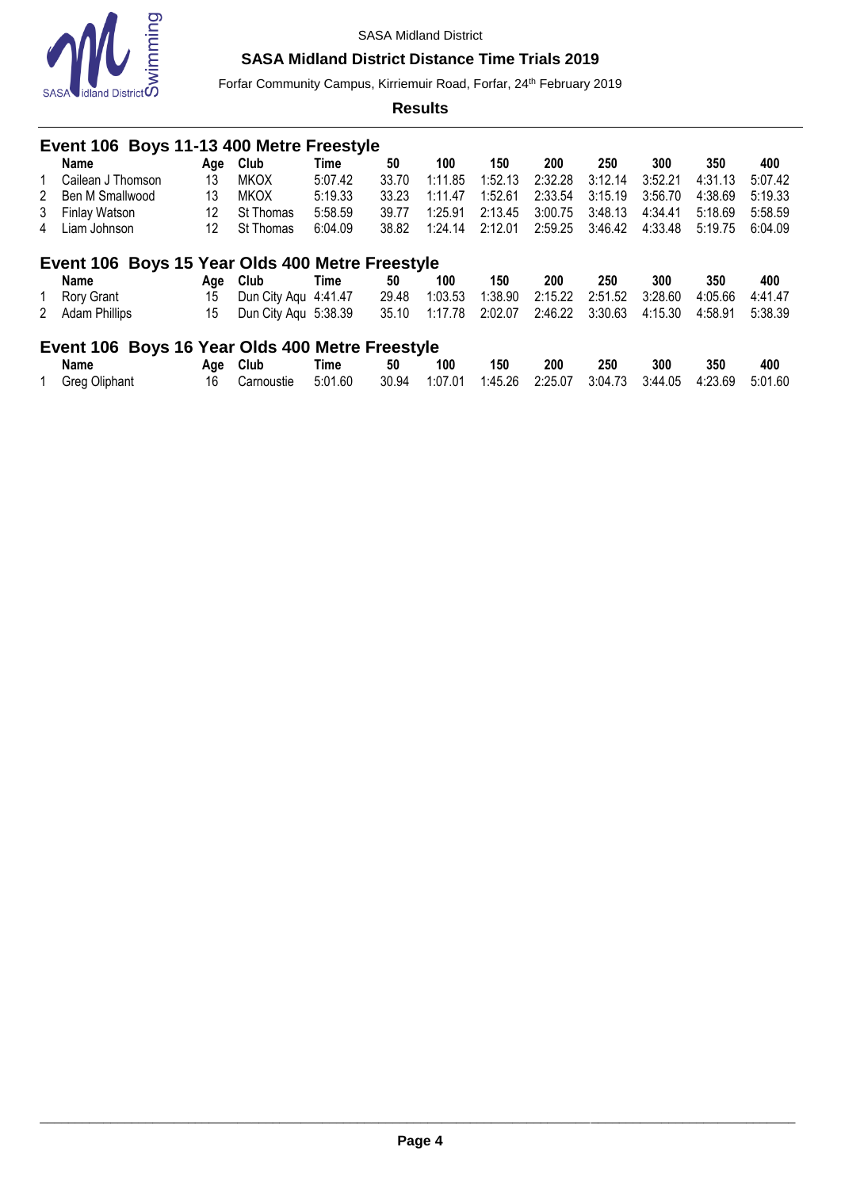SASA Midland District

**SASA Midland District Distance Time Trials 2019**

Forfar Community Campus, Kirriemuir Road, Forfar, 24th February 2019

**Results**

### Event 106 Boys 11-13 400 Metre Freestyle

| | Name | Age | Club | Time | 50 | 100 | 150 | 200 | 250 | 300 | 350 | 400 |
|---|---|---|---|---|---|---|---|---|---|---|---|---|
| 1 | Cailean J Thomson | 13 | MKOX | 5:07.42 | 33.70 | 1:11.85 | 1:52.13 | 2:32.28 | 3:12.14 | 3:52.21 | 4:31.13 | 5:07.42 |
| 2 | Ben M Smallwood | 13 | MKOX | 5:19.33 | 33.23 | 1:11.47 | 1:52.61 | 2:33.54 | 3:15.19 | 3:56.70 | 4:38.69 | 5:19.33 |
| 3 | Finlay Watson | 12 | St Thomas | 5:58.59 | 39.77 | 1:25.91 | 2:13.45 | 3:00.75 | 3:48.13 | 4:34.41 | 5:18.69 | 5:58.59 |
| 4 | Liam Johnson | 12 | St Thomas | 6:04.09 | 38.82 | 1:24.14 | 2:12.01 | 2:59.25 | 3:46.42 | 4:33.48 | 5:19.75 | 6:04.09 |

### Event 106 Boys 15 Year Olds 400 Metre Freestyle

| | Name | Age | Club | Time | 50 | 100 | 150 | 200 | 250 | 300 | 350 | 400 |
|---|---|---|---|---|---|---|---|---|---|---|---|---|
| 1 | Rory Grant | 15 | Dun City Aqu | 4:41.47 | 29.48 | 1:03.53 | 1:38.90 | 2:15.22 | 2:51.52 | 3:28.60 | 4:05.66 | 4:41.47 |
| 2 | Adam Phillips | 15 | Dun City Aqu | 5:38.39 | 35.10 | 1:17.78 | 2:02.07 | 2:46.22 | 3:30.63 | 4:15.30 | 4:58.91 | 5:38.39 |

### Event 106 Boys 16 Year Olds 400 Metre Freestyle

| | Name | Age | Club | Time | 50 | 100 | 150 | 200 | 250 | 300 | 350 | 400 |
|---|---|---|---|---|---|---|---|---|---|---|---|---|
| 1 | Greg Oliphant | 16 | Carnoustie | 5:01.60 | 30.94 | 1:07.01 | 1:45.26 | 2:25.07 | 3:04.73 | 3:44.05 | 4:23.69 | 5:01.60 |